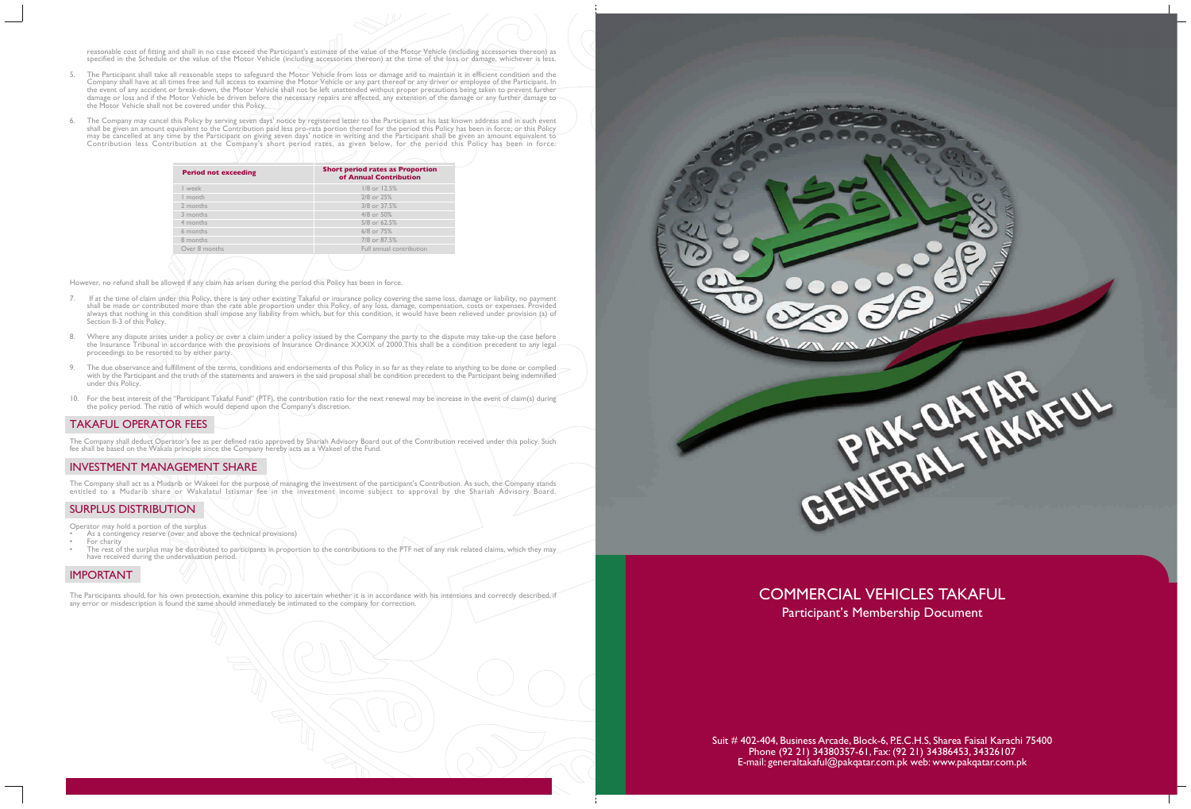reasonable cost of fitting and shall in no case exceed the Participant's estimate of the value of the Motor Vehicle (including accessories thereon) as specified in the Schedule or the value of the Motor Vehicle (including accessories thereon) at the time of the loss or damage, whichever is less.

5. The Participant shall take all reasonable steps to safeguard the Motor Vehicle from loss or damage and to maintain it in efficient condition and the Company shall have at all times free and full access to examine the Motor Vehicle or any part thereof or any driver or employee of the Participant. In the event of any accident or break-down, the Motor Vehicle shall not be left unattended without proper precautions being taken to prevent further damage or loss and if the Motor Vehicle be driven before the necessary repairs are affected, any extension of the damage or any further damage to the Motor Vehicle shall not be covered under this Policy.

6. The Company may cancel this Policy by serving seven days' notice by registered letter to the Participant at his last known address and in such event shall be given an amount equivalent to the Contribution paid less pro-rata portion thereof for the period this Policy has been in force; or this Policy may be cancelled at any time by the Participant on giving seven days' notice in writing and the Participant shall be given an amount equivalent to Contribution less Contribution at the Company's short period rates, as given below, for the period this Policy has been in force:

| Period not exceeding | Short period rates as Proportion of Annual Contribution |
|---|---|
| 1 week | 1/8 or 12.5% |
| 1 month | 2/8 or 25% |
| 2 months | 3/8 or 37.5% |
| 3 months | 4/8 or 50% |
| 4 months | 5/8 or 62.5% |
| 6 months | 6/8 or 75% |
| 8 months | 7/8 or 87.5% |
| Over 8 months | Full annual contribution |

However, no refund shall be allowed if any claim has arisen during the period this Policy has been in force.

7. If at the time of claim under this Policy, there is any other existing Takaful or insurance policy covering the same loss, damage or liability, no payment shall be made or contributed more than the rate able proportion under this Policy, of any loss, damage, compensation, costs or expenses. Provided always that nothing in this condition shall impose any liability from which, but for this condition, it would have been relieved under provision (a) of Section II-3 of this Policy.

8. Where any dispute arises under a policy or over a claim under a policy issued by the Company the party to the dispute may take-up the case before the Insurance Tribunal in accordance with the provisions of Insurance Ordinance XXXIX of 2000.This shall be a condition precedent to any legal proceedings to be resorted to by either party.

9. The due observance and fulfillment of the terms, conditions and endorsements of this Policy in so far as they relate to anything to be done or complied with by the Participant and the truth of the statements and answers in the said proposal shall be condition precedent to the Participant being indemnified under this Policy.

10. For the best interest of the "Participant Takaful Fund" (PTF), the contribution ratio for the next renewal may be increase in the event of claim(s) during the policy period. The ratio of which would depend upon the Company's discretion.

## TAKAFUL OPERATOR FEES

The Company shall deduct Operator's fee as per defined ratio approved by Shariah Advisory Board out of the Contribution received under this policy. Such fee shall be based on the Wakala principle since the Company hereby acts as a Wakeel of the Fund.

## INVESTMENT MANAGEMENT SHARE

The Company shall act as a Mudarib or Wakeel for the purpose of managing the investment of the participant's Contribution. As such, the Company stands entitled to a Mudarib share or Wakalatul Istismar fee in the investment income subject to approval by the Shariah Advisory Board.

## SURPLUS DISTRIBUTION

Operator may hold a portion of the surplus

- As a contingency reserve (over and above the technical provisions)
- For charity
- The rest of the surplus may be distributed to participants in proportion to the contributions to the PTF net of any risk related claims, which they may have received during the undervaluation period.

## IMPORTANT

The Participants should, for his own protection, examine this policy to ascertain whether it is in accordance with his intentions and correctly described, if any error or misdescription is found the same should immediately be intimated to the company for correction.

PAK-QATAR GENERAL TAKAFUL

# COMMERCIAL VEHICLES TAKAFUL

Participant's Membership Document

Suit # 402-404, Business Arcade, Block-6, P.E.C.H.S, Sharea Faisal Karachi 75400
Phone (92 21) 34380357-61, Fax: (92 21) 34386453, 34326107
E-mail: generaltakaful@pakqatar.com.pk web: www.pakqatar.com.pk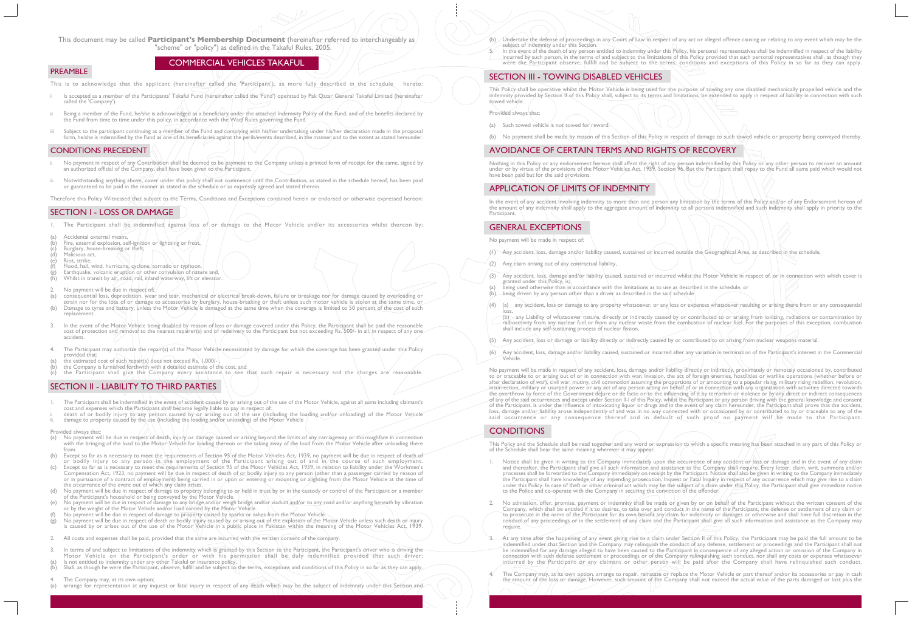This document may be called **Participant's Membership Document** (hereinafter referred to interchangeably as "scheme" or "policy") as defined in the Takaful Rules, 2005.

## COMMERCIAL VEHICLES TAKAFUL

## PREAMBLE

This is to acknowledge that the applicant (hereinafter called the 'Participant'), as more fully described in the schedule hereto:

- i Is accepted as a member of the Participants' Takaful Fund (hereinafter called the 'Fund') operated by Pak Qatar General Takaful Limited (hereinafter called the 'Company').
- ii Being a member of the Fund, he/she is acknowledged as a beneficiary under the attached Indemnity Policy of the Fund, and of the benefits declared by the Fund from time to time under this policy, in accordance with the Waqf Rules governing the Fund.
- iii Subject to the participant continuing as a member of the Fund and complying with his/her undertaking under his/her declaration made in the proposal form, he/she is indemnified by the Fund as one of its beneficiaries against the perils/events described, in the manner and to the extent as stated hereunder.

## CONDITIONS PRECEDENT

- i. No payment in respect of any Contribution shall be deemed to be payment to the Company unless a printed form of receipt for the same, signed by an authorized official of the Company, shall have been given to the Participant.
- ii. Notwithstanding anything above, cover under this policy shall not commence until the Contribution, as stated in the schedule hereof, has been paid or guaranteed to be paid in the manner as stated in the schedule or as expressly agreed and stated therein.

Therefore this Policy Witnessed that subject to the Terms, Conditions and Exceptions contained herein or endorsed or otherwise expressed hereon:

## SECTION I - LOSS OR DAMAGE

1. The Participant shall be indemnified against loss of or damage to the Motor Vehicle and/or its accessories whilst thereon by;

(a) Accidental external means,
(b) Fire, external explosion, self-ignition or lightning or frost,
(c) Burglary, house-breaking or theft,
(d) Malicious act,
(e) Riot, strike,
(f) Flood, hail, wind, hurricane, cyclone, tornado or typhoon,
(g) Earthquake, volcanic eruption or other convulsion of nature and,
(h) Whilst in transit by air, road, rail, inland waterway, lift or elevator.

2. No payment in respect of;

(a) consequential loss, depreciation, wear and tear, mechanical or electrical break-down, failure or breakage nor for damage caused by overloading or strain nor for the loss of or damage to accessories by burglary, house-breaking or theft unless such motor vehicle is stolen at the same time, or
(b) Damage to tyres and battery, unless the Motor Vehicle is damaged at the same time when the coverage is limited to 50 percent of the cost of such replacement.

3. In the event of the Motor Vehicle being disabled by reason of loss or damage covered under this Policy, the Participant shall be paid the reasonable cost of protection and removal to the nearest repairer(s) and of redelivery to the Participant but not exceeding Rs. 500/- in all, in respect of any one accident.

4. The Participant may authorize the repair(s) of the Motor Vehicle necessitated by damage for which the coverage has been granted under this Policy provided that:

(a) the estimated cost of such repair(s) does not exceed Rs. 1,000/- ,
(b) the Company is furnished forthwith with a detailed estimate of the cost, and
(c) the Participant shall give the Company every assistance to see that such repair is necessary and the charges are reasonable.

## SECTION II - LIABILITY TO THIRD PARTIES

1. The Participant shall be indemnified in the event of accident caused by or arising out of the use of the Motor Vehicle, against all sums including claimant's cost and expenses which the Participant shall become legally liable to pay in respect of:

i. death of or bodily injury to any person caused by or arising out of the use (including the loading and/or unloading) of the Motor Vehicle
ii. damage to property caused by the use (including the loading and/or unloading) of the Motor Vehicle

Provided always that:

(a) No payment will be due in respect of death, injury or damage caused or arising beyond the limits of any carriageway or thoroughfare in connection with the bringing of the load to the Motor Vehicle for loading thereon or the taking away of the load from the Motor Vehicle after unloading there from.
(b) Except so far as is necessary to meet the requirements of Section 95 of the Motor Vehicles Act, 1939, no payment will be due in respect of death of or bodily injury to any person in the employment of the Participant arising out of and in the course of such employment.
(c) Except so far as is necessary to meet the requirements of Section 95 of the Motor Vehicles Act, 1939, in relation to liability under the Workmen's Compensation Act, 1923, no payment will be due in respect of death of or bodily injury to any person (other than a passenger carried by reason of or in pursuance of a contract of employment) being carried in or upon or entering or mounting or alighting from the Motor Vehicle at the time of the occurrence of the event out of which any claim arises.
(d) No payment will be due in respect of damage to property belonging to or held in trust by or in the custody or control of the Participant or a member of the Participant's household or being conveyed by the Motor Vehicle.
(e) No payment will be due in respect of damage to any bridge and/or weigh bridge and/or viaduct and/or to any road and/or anything beneath by vibration or by the weight of the Motor Vehicle and/or load carried by the Motor Vehicle.
(f) No payment will be due in respect of damage to property caused by sparks or ashes from the Motor Vehicle.
(g) No payment will be due in respect of death or bodily injury caused by or arising out of the explosion of the Motor Vehicle unless such death or injury is caused by or arises out of the use of the Motor Vehicle in a public place in Pakistan within the meaning of the Motor Vehicles Act, 1939.

2. All costs and expenses shall be paid, provided that the same are incurred with the written consent of the company.

3. In terms of and subject to limitations of the indemnity which is granted by this Section to the Participant, the Participant's driver who is driving the Motor Vehicle on the Participant's order or with his permission shall be duly indemnified provided that such driver;

(a) Is not entitled to indemnity under any other Takaful or insurance policy.
(b) Shall, as though he were the Participant, observe, fulfill and be subject to the terms, exceptions and conditions of this Policy in so far as they can apply.

4. The Company may, at its own option;

(a) arrange for representation at any inquest or fatal injury in respect of any death which may be the subject of indemnity under this Section and
(b) Undertake the defense of proceedings in any Court of Law in respect of any act or alleged offence causing or relating to any event which may be the subject of indemnity under this Section.

5. In the event of the death of any person entitled to indemnity under this Policy, his personal representatives shall be indemnified in respect of the liability incurred by such person, in the terms of and subject to the limitations of this Policy provided that such personal representatives shall, as though they were the Participant observe, fulfill and be subject to the terms, conditions and exceptions of this Policy in so far as they can apply.

## SECTION III - TOWING DISABLED VEHICLES

This Policy shall be operative whilst the Motor Vehicle is being used for the purpose of towing any one disabled mechanically propelled vehicle and the indemnity provided by Section II of this Policy shall, subject to its terms and limitations, be extended to apply in respect of liability in connection with such towed vehicle.

Provided always that:

(a) Such towed vehicle is not towed for reward.
(b) No payment shall be made by reason of this Section of this Policy in respect of damage to such towed vehicle or property being conveyed thereby.

## AVOIDANCE OF CERTAIN TERMS AND RIGHTS OF RECOVERY

Nothing in this Policy or any endorsement hereon shall affect the right of any person indemnified by this Policy or any other person to recover an amount under or by virtue of the provisions of the Motor Vehicles Act, 1939, Section 96. But the Participant shall repay to the Fund all sums paid which would not have been paid but for the said provisions.

## APPLICATION OF LIMITS OF INDEMNITY

In the event of any accident involving indemnity to more than one person any limitation by the terms of this Policy and/or of any Endorsement hereon of the amount of any indemnity shall apply to the aggregate amount of indemnity to all persons indemnified and such indemnity shall apply in priority to the Participant.

## GENERAL EXCEPTIONS

No payment will be made in respect of:

(1) Any accident, loss, damage and/or liability caused, sustained or incurred outside the Geographical Area, as described in the schedule,

(2) Any claim arising out of any contractual liability,

(3) Any accident, loss, damage and/or liability caused, sustained or incurred whilst the Motor Vehicle in respect of, or in connection with which cover is granted under this Policy, is;

(a) being used otherwise than in accordance with the limitations as to use as described in the schedule, or
(b) being driven by any person other than a driver as described in the said schedule

(4) (a) any accident, loss or damage to any property whatsoever, or any loss or expenses whatsoever resulting or arising there from or any consequential loss,

(b) any Liability of whatsoever nature, directly or indirectly caused by or contributed to or arising from ionizing, radiations or contamination by radioactivity from any nuclear fuel or from any nuclear waste from the combustion of nuclear fuel. For the purposes of this exception, combustion shall include any self-sustaining process of nuclear fission,

(5) Any accident, loss or damage or liability directly or indirectly caused by or contributed to or arising from nuclear weapons material.

(6) Any accident, loss, damage and/or liability caused, sustained or incurred after any variation in termination of the Participant's interest in the Commercial Vehicle.

No payment will be made in respect of any accident, loss, damage and/or liability directly or indirectly, proximately or remotely occasioned by, contributed to or traceable to or arising out of or in connection with war, invasion, the act of foreign enemies, hostilities or warlike operations (whether before or after declaration of war), civil war, mutiny, civil commotion assuming the proportions of or amounting to a popular rising, military rising rebellion, revolution, insurrection, military or usurped power or any act of any person acting on behalf of or in connection with any organization with activities directed towards the overthrow by force of the Government dejure or de facto or to the influencing of it by terrorism or violence or by any direct or indirect consequences of any of the said occurrences and except under Section II-I of this Policy, whilst the Participant or any person driving with the general knowledge and consent of the Participant, is under the influence of intoxicating liquor or drugs and in the event of any claim hereunder, the Participant shall prove that the accident, loss, damage and/or liability arose independently of and was in no way connected with or occasioned by or contributed to by or traceable to any of the said occurrence or any consequence thereof and in default of such proof no payment will be made to the Participant.

## CONDITIONS

This Policy and the Schedule shall be read together and any word or expression to which a specific meaning has been attached in any part of this Policy or of the Schedule shall bear the same meaning wherever it may appear.

1. Notice shall be given in writing to the Company immediately upon the occurrence of any accident or loss or damage and in the event of any claim and thereafter, the Participant shall give all such information and assistance as the Company shall require. Every letter, claim, writ, summons and/or processes shall be forwarded to the Company immediately on receipt by the Participant. Notice shall also be given in writing to the Company immediately the Participant shall have knowledge of any impending prosecution, Inquest or Fatal Inquiry in respect of any occurrence which may give rise to a claim under this Policy. In case of theft or other criminal act which may be the subject of a claim under this Policy, the Participant shall give immediate notice to the Police and co-operate with the Company in securing the conviction of the offender.

2. No admission, offer, promise, payment or indemnity shall be made or given by or on behalf of the Participant without the written consent of the Company, which shall be entitled if it so desires, to take over and conduct in the name of the Participant, the defense or settlement of any claim or to prosecute in the name of the Participant for its own benefit any claim for indemnity or damages or otherwise and shall have full discretion in the conduct of any proceedings or in the settlement of any claim and the Participant shall give all such information and assistance as the Company may require.

3. At any time after the happening of any event giving rise to a claim under Section II of this Policy, the Participant may be paid the full amount to be indemnified under that Section and the Company may relinquish the conduct of any defense, settlement or proceedings and the Participant shall not be indemnified for any damage alleged to have been caused to the Participant in consequence of any alleged action or omission of the Company in connection with such defense settlement or proceedings or of the Company relinquishing such conduct, nor shall any costs or expenses whatsoever incurred by the Participant or any claimant or other person will be paid after the Company shall have relinquished such conduct.

4. The Company may, at its own option, arrange to repair, reinstate or replace the Motor Vehicle or part thereof and/or its accessories or pay in cash the amount of the loss or damage. However, such amount of the Company shall not exceed the actual value of the parts damaged or lost plus the